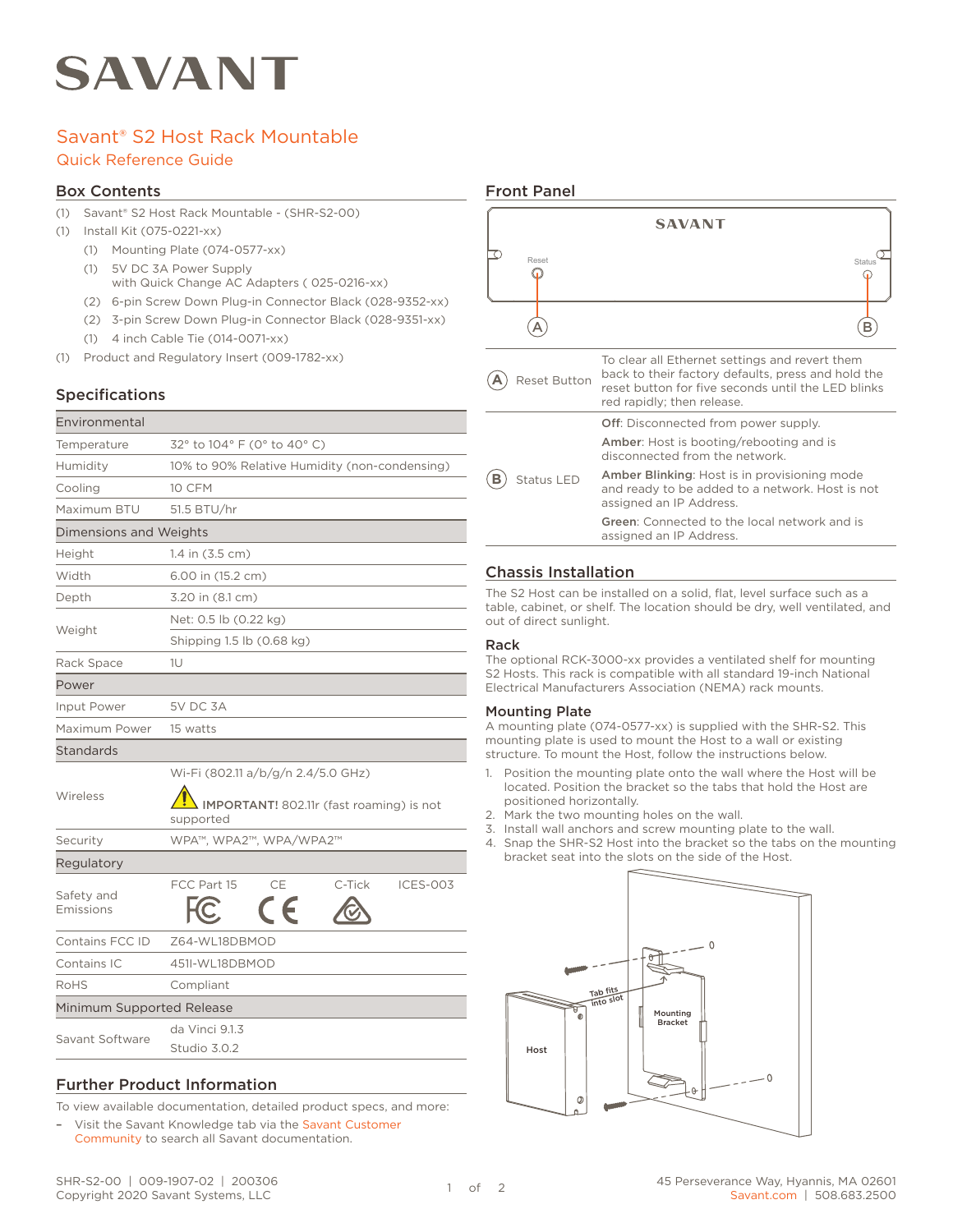# SAVANT

## Savant® S2 Host Rack Mountable
### Quick Reference Guide

## Box Contents

- (1) Savant® S2 Host Rack Mountable - (SHR-S2-00)
- (1) Install Kit (075-0221-xx)
  - (1) Mounting Plate (074-0577-xx)
  - (1) 5V DC 3A Power Supply with Quick Change AC Adapters ( 025-0216-xx)
  - (2) 6-pin Screw Down Plug-in Connector Black (028-9352-xx)
  - (2) 3-pin Screw Down Plug-in Connector Black (028-9351-xx)
  - (1) 4 inch Cable Tie (014-0071-xx)
- (1) Product and Regulatory Insert (009-1782-xx)

## Specifications

| Environmental | |
|---|---|
| Temperature | 32° to 104° F (0° to 40° C) |
| Humidity | 10% to 90% Relative Humidity (non-condensing) |
| Cooling | 10 CFM |
| Maximum BTU | 51.5 BTU/hr |
| **Dimensions and Weights** | |
| Height | 1.4 in (3.5 cm) |
| Width | 6.00 in (15.2 cm) |
| Depth | 3.20 in (8.1 cm) |
| Weight | Net: 0.5 lb (0.22 kg) |
| | Shipping 1.5 lb (0.68 kg) |
| Rack Space | 1U |
| **Power** | |
| Input Power | 5V DC 3A |
| Maximum Power | 15 watts |
| **Standards** | |
| Wireless | Wi-Fi (802.11 a/b/g/n 2.4/5.0 GHz) **IMPORTANT!** 802.11r (fast roaming) is not supported |
| Security | WPA™, WPA2™, WPA/WPA2™ |
| **Regulatory** | |
| Safety and Emissions | FCC Part 15, CE, C-Tick, ICES-003 |
| Contains FCC ID | Z64-WL18DBMOD |
| Contains IC | 451I-WL18DBMOD |
| RoHS | Compliant |
| **Minimum Supported Release** | |
| Savant Software | da Vinci 9.1.3 |
| | Studio 3.0.2 |

## Further Product Information

To view available documentation, detailed product specs, and more:

- Visit the Savant Knowledge tab via the Savant Customer Community to search all Savant documentation.

## Front Panel

| | | |
|---|---|---|
| A | Reset Button | To clear all Ethernet settings and revert them back to their factory defaults, press and hold the reset button for five seconds until the LED blinks red rapidly; then release. |
| B | Status LED | **Off**: Disconnected from power supply.<br>**Amber**: Host is booting/rebooting and is disconnected from the network.<br>**Amber Blinking**: Host is in provisioning mode and ready to be added to a network. Host is not assigned an IP Address.<br>**Green**: Connected to the local network and is assigned an IP Address. |

## Chassis Installation

The S2 Host can be installed on a solid, flat, level surface such as a table, cabinet, or shelf. The location should be dry, well ventilated, and out of direct sunlight.

### Rack

The optional RCK-3000-xx provides a ventilated shelf for mounting S2 Hosts. This rack is compatible with all standard 19-inch National Electrical Manufacturers Association (NEMA) rack mounts.

### Mounting Plate

A mounting plate (074-0577-xx) is supplied with the SHR-S2. This mounting plate is used to mount the Host to a wall or existing structure. To mount the Host, follow the instructions below.

1. Position the mounting plate onto the wall where the Host will be located. Position the bracket so the tabs that hold the Host are positioned horizontally.
2. Mark the two mounting holes on the wall.
3. Install wall anchors and screw mounting plate to the wall.
4. Snap the SHR-S2 Host into the bracket so the tabs on the mounting bracket seat into the slots on the side of the Host.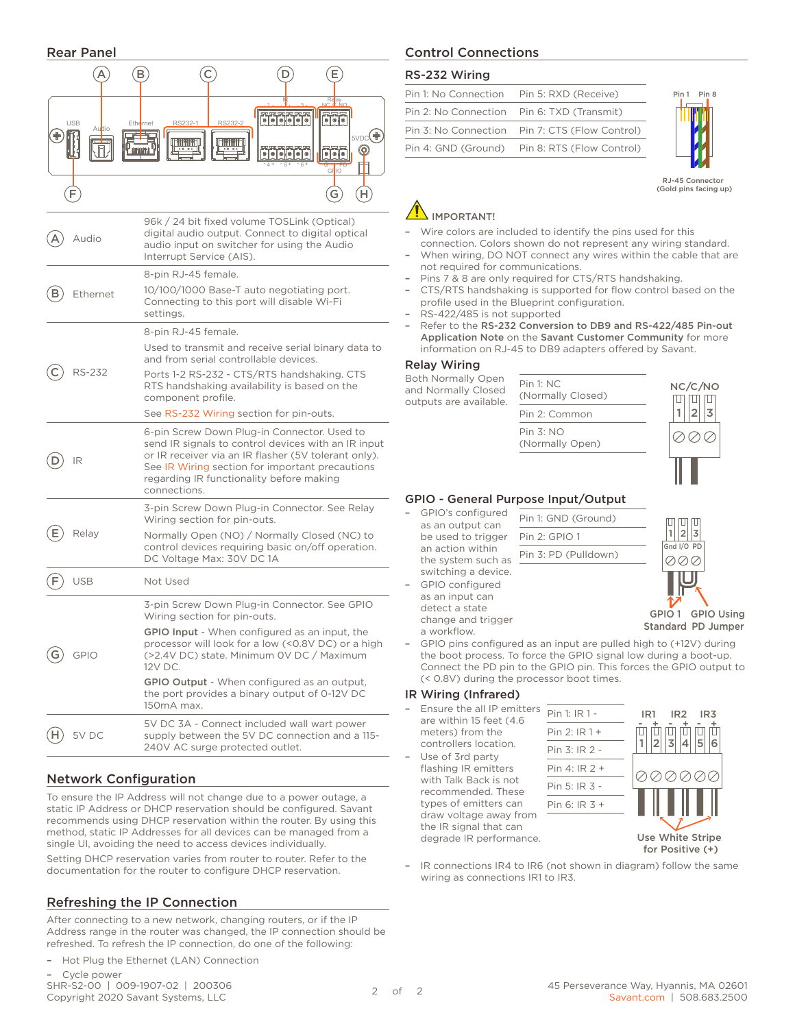## Rear Panel

A B C D E

USB Audio Ethernet RS232-1 RS232-2 IR Relay NC C NO 5VDC GPIO

F G H

| | | |
|---|---|---|
| A | Audio | 96k / 24 bit fixed volume TOSLink (Optical) digital audio output. Connect to digital optical audio input on switcher for using the Audio Interrupt Service (AIS). |
| B | Ethernet | 8-pin RJ-45 female.<br>10/100/1000 Base-T auto negotiating port. Connecting to this port will disable Wi-Fi settings. |
| C | RS-232 | 8-pin RJ-45 female.<br>Used to transmit and receive serial binary data to and from serial controllable devices.<br>Ports 1-2 RS-232 - CTS/RTS handshaking. CTS RTS handshaking availability is based on the component profile.<br>See RS-232 Wiring section for pin-outs. |
| D | IR | 6-pin Screw Down Plug-in Connector. Used to send IR signals to control devices with an IR input or IR receiver via an IR flasher (5V tolerant only). See IR Wiring section for important precautions regarding IR functionality before making connections. |
| E | Relay | 3-pin Screw Down Plug-in Connector. See Relay Wiring section for pin-outs.<br>Normally Open (NO) / Normally Closed (NC) to control devices requiring basic on/off operation. DC Voltage Max: 30V DC 1A |
| F | USB | Not Used |
| G | GPIO | 3-pin Screw Down Plug-in Connector. See GPIO Wiring section for pin-outs.<br>**GPIO Input** - When configured as an input, the processor will look for a low (<0.8V DC) or a high (>2.4V DC) state. Minimum 0V DC / Maximum 12V DC.<br>**GPIO Output** - When configured as an output, the port provides a binary output of 0-12V DC 150mA max. |
| H | 5V DC | 5V DC 3A - Connect included wall wart power supply between the 5V DC connection and a 115-240V AC surge protected outlet. |

## Network Configuration

To ensure the IP Address will not change due to a power outage, a static IP Address or DHCP reservation should be configured. Savant recommends using DHCP reservation within the router. By using this method, static IP Addresses for all devices can be managed from a single UI, avoiding the need to access devices individually.

Setting DHCP reservation varies from router to router. Refer to the documentation for the router to configure DHCP reservation.

## Refreshing the IP Connection

After connecting to a new network, changing routers, or if the IP Address range in the router was changed, the IP connection should be refreshed. To refresh the IP connection, do one of the following:

- Hot Plug the Ethernet (LAN) Connection
- Cycle power

## Control Connections

### RS-232 Wiring

| | |
|---|---|
| Pin 1: No Connection | Pin 5: RXD (Receive) |
| Pin 2: No Connection | Pin 6: TXD (Transmit) |
| Pin 3: No Connection | Pin 7: CTS (Flow Control) |
| Pin 4: GND (Ground) | Pin 8: RTS (Flow Control) |

Pin 1 Pin 8

RJ-45 Connector
(Gold pins facing up)

**IMPORTANT!**

- Wire colors are included to identify the pins used for this connection. Colors shown do not represent any wiring standard.
- When wiring, DO NOT connect any wires within the cable that are not required for communications.
- Pins 7 & 8 are only required for CTS/RTS handshaking.
- CTS/RTS handshaking is supported for flow control based on the profile used in the Blueprint configuration.
- RS-422/485 is not supported
- Refer to the **RS-232 Conversion to DB9 and RS-422/485 Pin-out Application Note** on the **Savant Customer Community** for more information on RJ-45 to DB9 adapters offered by Savant.

### Relay Wiring

Both Normally Open and Normally Closed outputs are available.

| |
|---|
| Pin 1: NC (Normally Closed) |
| Pin 2: Common |
| Pin 3: NO (Normally Open) |

NC/C/NO
1 2 3

### GPIO - General Purpose Input/Output

- GPIO's configured as an output can be used to trigger an action within the system such as switching a device.
- GPIO configured as an input can detect a state change and trigger a workflow.

| |
|---|
| Pin 1: GND (Ground) |
| Pin 2: GPIO 1 |
| Pin 3: PD (Pulldown) |

1 2 3
Gnd I/O PD

GPIO 1 Standard
GPIO Using PD Jumper

- GPIO pins configured as an input are pulled high to (+12V) during the boot process. To force the GPIO signal low during a boot-up. Connect the PD pin to the GPIO pin. This forces the GPIO output to (< 0.8V) during the processor boot times.

### IR Wiring (Infrared)

- Ensure the all IP emitters are within 15 feet (4.6 meters) from the controllers location.
- Use of 3rd party flashing IR emitters with Talk Back is not recommended. These types of emitters can draw voltage away from the IR signal that can degrade IR performance.

| |
|---|
| Pin 1: IR 1 - |
| Pin 2: IR 1 + |
| Pin 3: IR 2 - |
| Pin 4: IR 2 + |
| Pin 5: IR 3 - |
| Pin 6: IR 3 + |

IR1 IR2 IR3
\- + - + - +
1 2 3 4 5 6

Use White Stripe for Positive (+)

- IR connections IR4 to IR6 (not shown in diagram) follow the same wiring as connections IR1 to IR3.

SHR-S2-00 | 009-1907-02 | 200306
Copyright 2020 Savant Systems, LLC

45 Perseverance Way, Hyannis, MA 02601
Savant.com | 508.683.2500